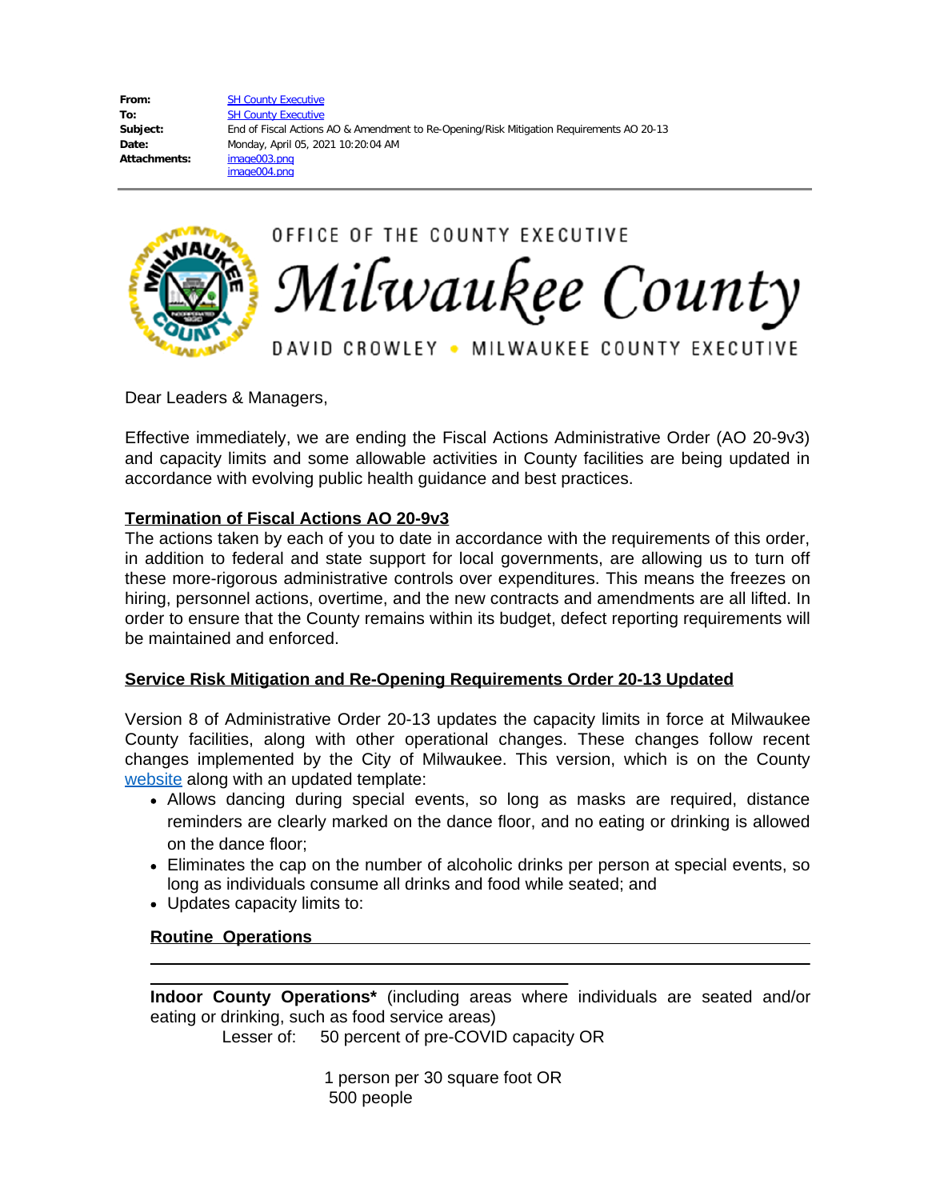**From:** SH County Executive
**To:** SH County Executive
**Subject:** End of Fiscal Actions AO & Amendment to Re-Opening/Risk Mitigation Requirements AO 20-13
**Date:** Monday, April 05, 2021 10:20:04 AM
**Attachments:** image003.png
image004.png

---

OFFICE OF THE COUNTY EXECUTIVE

# Milwaukee County

DAVID CROWLEY • MILWAUKEE COUNTY EXECUTIVE

Dear Leaders & Managers,

Effective immediately, we are ending the Fiscal Actions Administrative Order (AO 20-9v3) and capacity limits and some allowable activities in County facilities are being updated in accordance with evolving public health guidance and best practices.

**Termination of Fiscal Actions AO 20-9v3**

The actions taken by each of you to date in accordance with the requirements of this order, in addition to federal and state support for local governments, are allowing us to turn off these more-rigorous administrative controls over expenditures. This means the freezes on hiring, personnel actions, overtime, and the new contracts and amendments are all lifted. In order to ensure that the County remains within its budget, defect reporting requirements will be maintained and enforced.

**Service Risk Mitigation and Re-Opening Requirements Order 20-13 Updated**

Version 8 of Administrative Order 20-13 updates the capacity limits in force at Milwaukee County facilities, along with other operational changes. These changes follow recent changes implemented by the City of Milwaukee. This version, which is on the County website along with an updated template:

- Allows dancing during special events, so long as masks are required, distance reminders are clearly marked on the dance floor, and no eating or drinking is allowed on the dance floor;
- Eliminates the cap on the number of alcoholic drinks per person at special events, so long as individuals consume all drinks and food while seated; and
- Updates capacity limits to:

**Routine Operations**

---

**Indoor County Operations*** (including areas where individuals are seated and/or eating or drinking, such as food service areas)

Lesser of: 50 percent of pre-COVID capacity OR

1 person per 30 square foot OR

500 people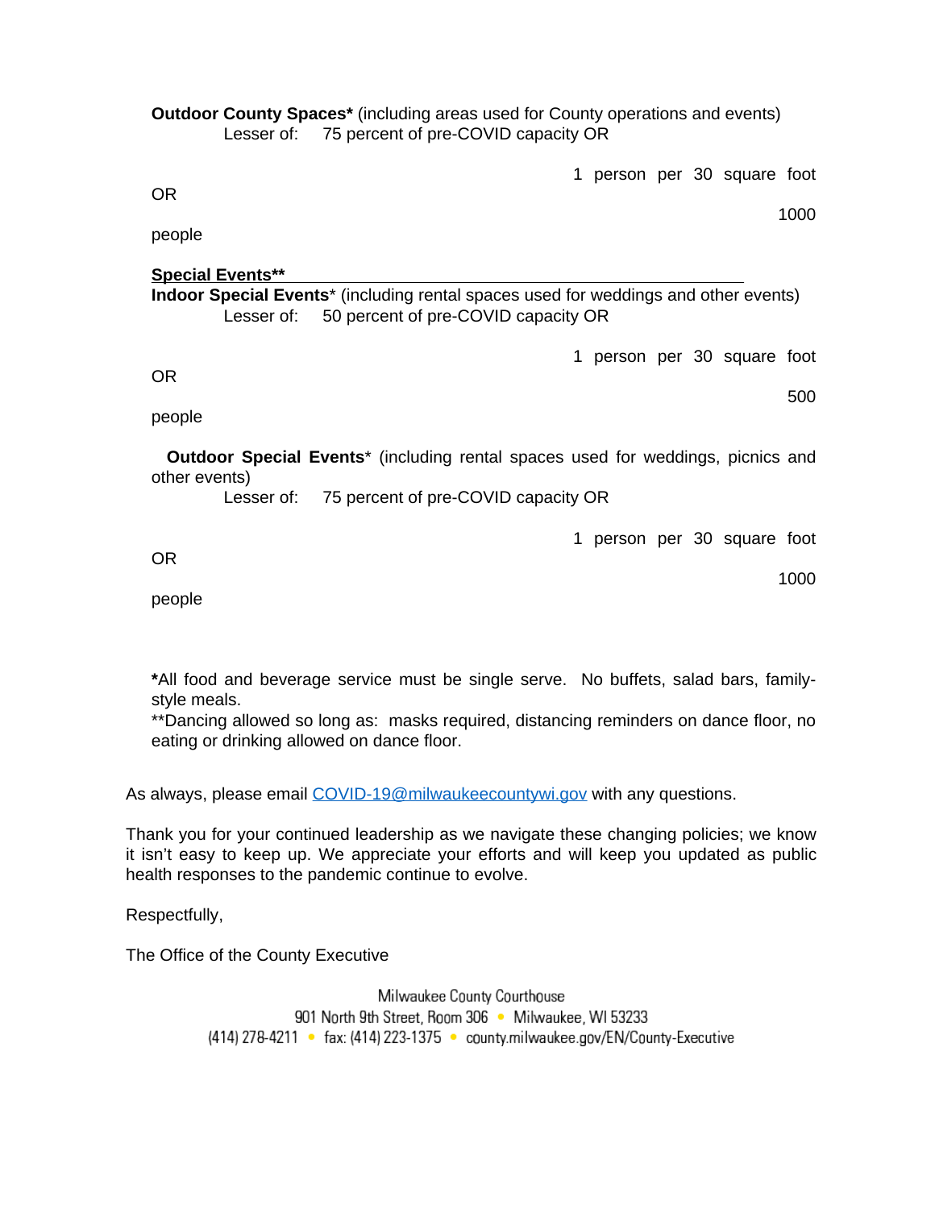**Outdoor County Spaces*** (including areas used for County operations and events)
Lesser of: 75 percent of pre-COVID capacity OR
1 person per 30 square foot OR
1000 people

**Special Events****

**Indoor Special Events*** (including rental spaces used for weddings and other events)
Lesser of: 50 percent of pre-COVID capacity OR
1 person per 30 square foot OR
500 people

**Outdoor Special Events*** (including rental spaces used for weddings, picnics and other events)
Lesser of: 75 percent of pre-COVID capacity OR
1 person per 30 square foot OR
1000 people

***All food and beverage service must be single serve. No buffets, salad bars, family-style meals.
**Dancing allowed so long as: masks required, distancing reminders on dance floor, no eating or drinking allowed on dance floor.

As always, please email [COVID-19@milwaukeecountywi.gov](mailto:COVID-19@milwaukeecountywi.gov) with any questions.

Thank you for your continued leadership as we navigate these changing policies; we know it isn't easy to keep up. We appreciate your efforts and will keep you updated as public health responses to the pandemic continue to evolve.

Respectfully,

The Office of the County Executive

Milwaukee County Courthouse
901 North 9th Street, Room 306 • Milwaukee, WI 53233
(414) 278-4211 • fax: (414) 223-1375 • county.milwaukee.gov/EN/County-Executive